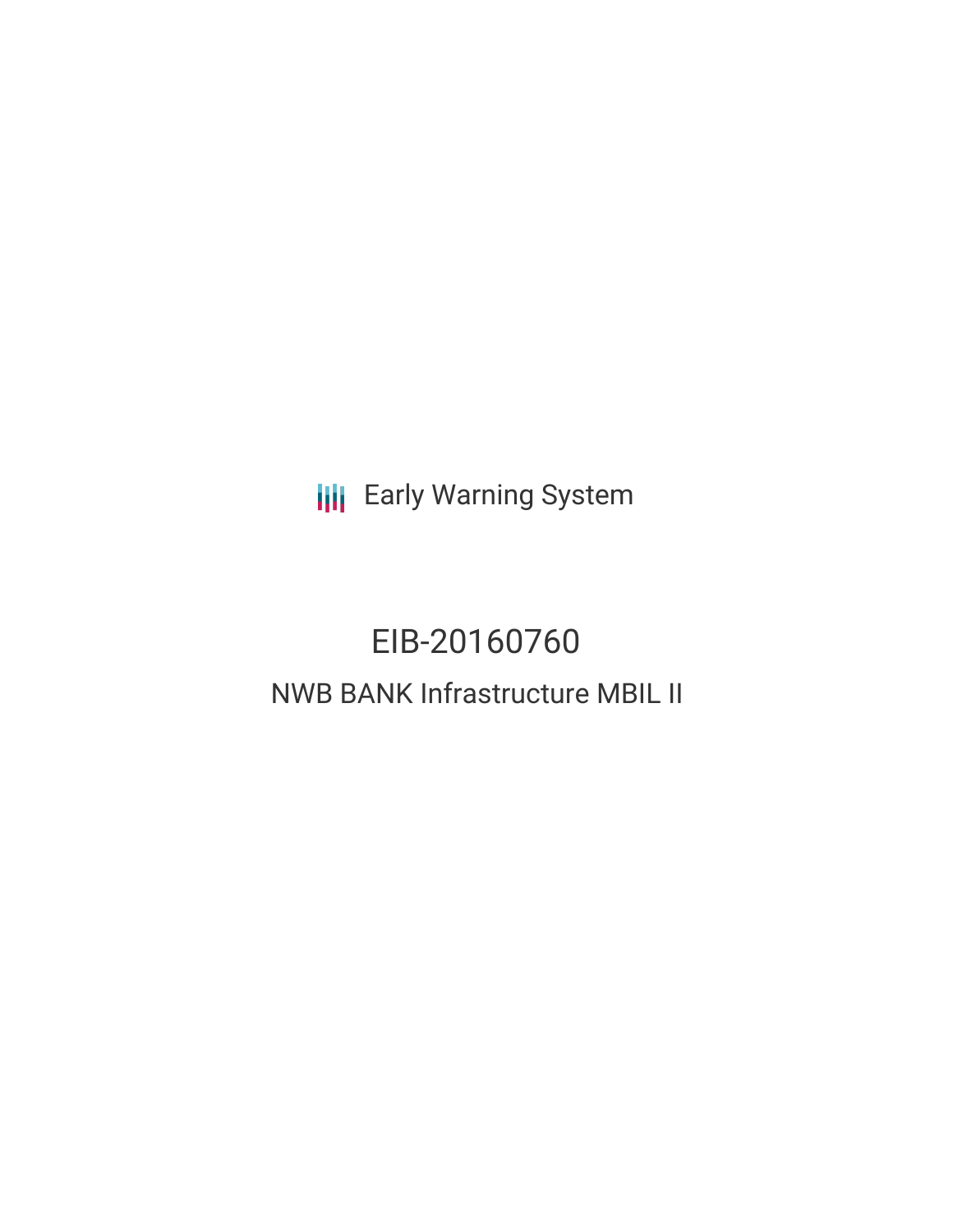Early Warning System

# EIB-20160760

## NWB BANK Infrastructure MBIL II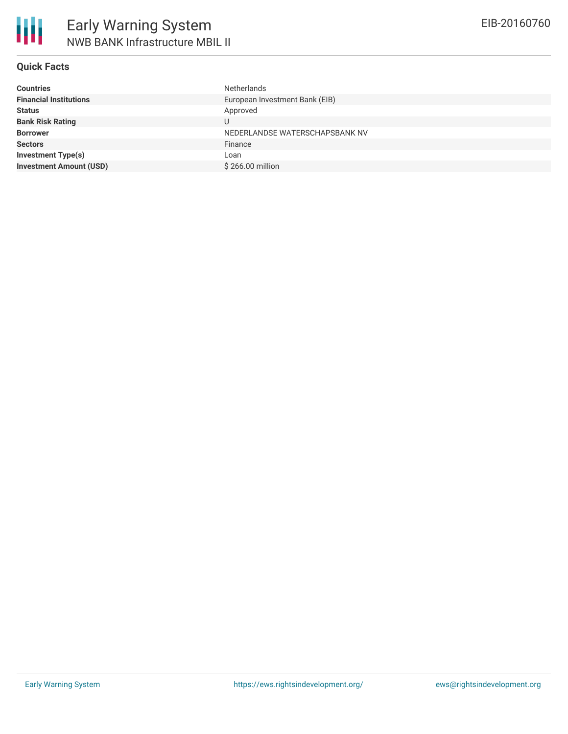# Early Warning System

## NWB BANK Infrastructure MBIL II

EIB-20160760

### Quick Facts

| | |
|---|---|
| **Countries** | Netherlands |
| **Financial Institutions** | European Investment Bank (EIB) |
| **Status** | Approved |
| **Bank Risk Rating** | U |
| **Borrower** | NEDERLANDSE WATERSCHAPSBANK NV |
| **Sectors** | Finance |
| **Investment Type(s)** | Loan |
| **Investment Amount (USD)** | $ 266.00 million |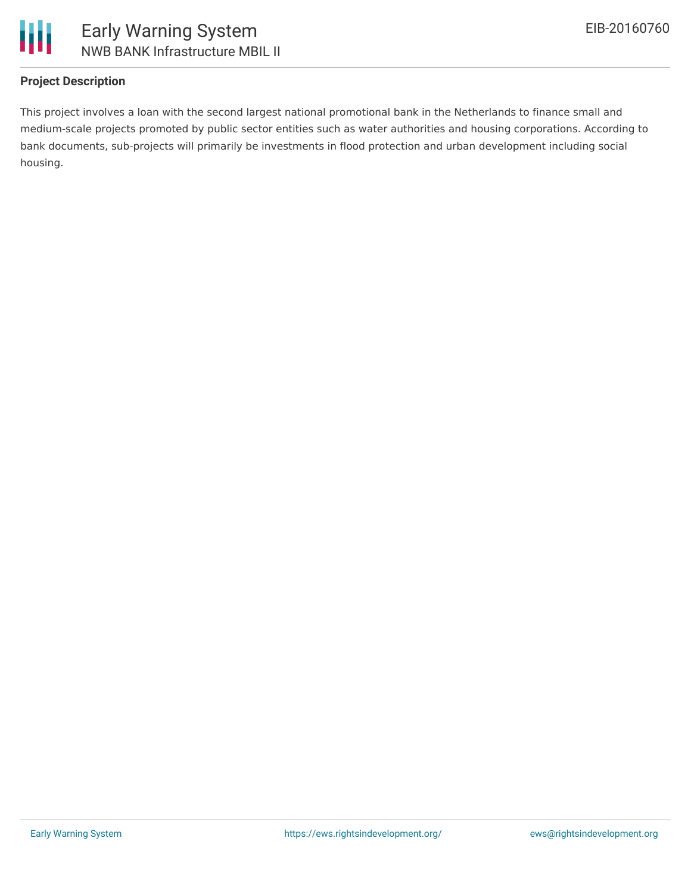## Project Description

This project involves a loan with the second largest national promotional bank in the Netherlands to finance small and medium-scale projects promoted by public sector entities such as water authorities and housing corporations. According to bank documents, sub-projects will primarily be investments in flood protection and urban development including social housing.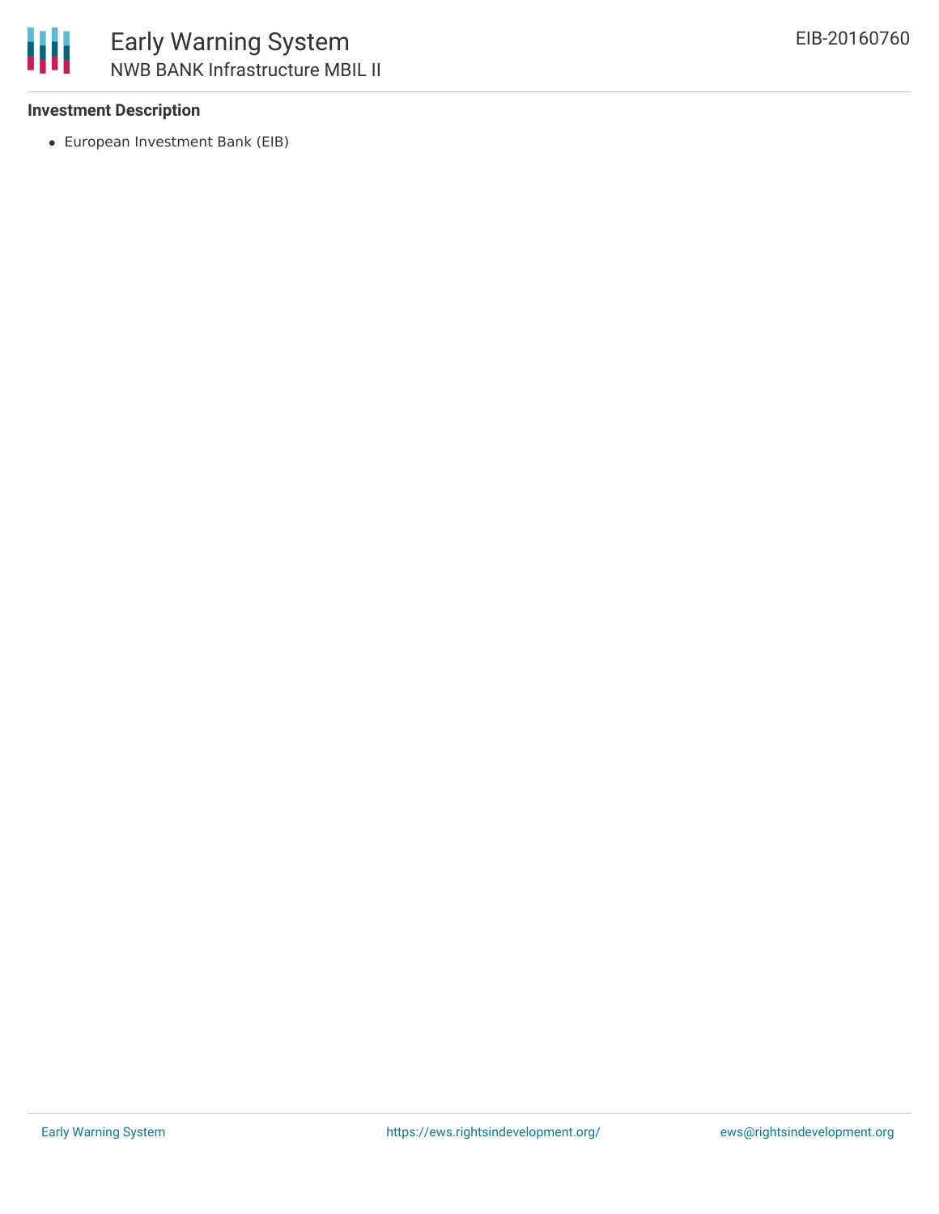**Investment Description**

- European Investment Bank (EIB)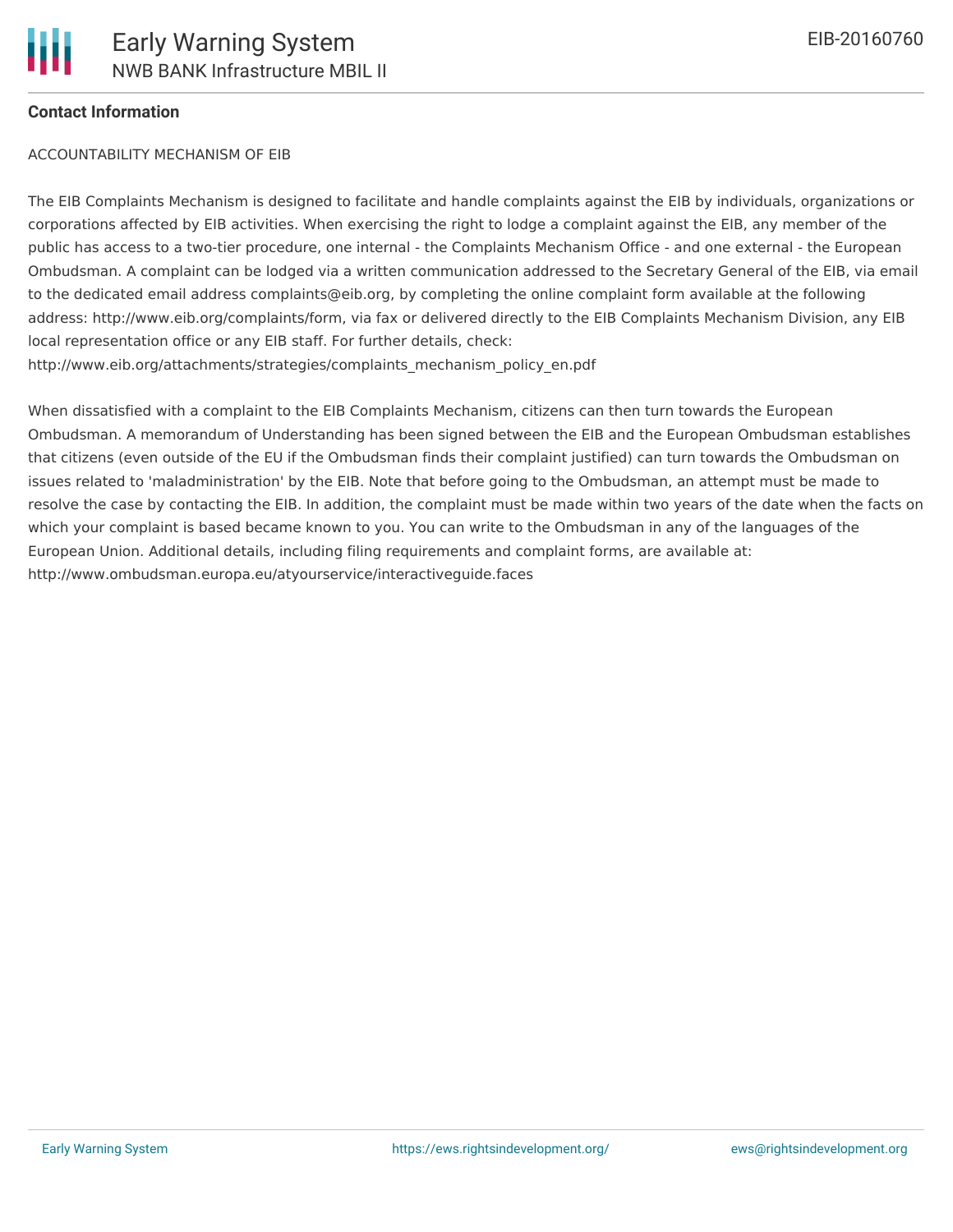## Contact Information

ACCOUNTABILITY MECHANISM OF EIB

The EIB Complaints Mechanism is designed to facilitate and handle complaints against the EIB by individuals, organizations or corporations affected by EIB activities. When exercising the right to lodge a complaint against the EIB, any member of the public has access to a two-tier procedure, one internal - the Complaints Mechanism Office - and one external - the European Ombudsman. A complaint can be lodged via a written communication addressed to the Secretary General of the EIB, via email to the dedicated email address complaints@eib.org, by completing the online complaint form available at the following address: http://www.eib.org/complaints/form, via fax or delivered directly to the EIB Complaints Mechanism Division, any EIB local representation office or any EIB staff. For further details, check: http://www.eib.org/attachments/strategies/complaints_mechanism_policy_en.pdf

When dissatisfied with a complaint to the EIB Complaints Mechanism, citizens can then turn towards the European Ombudsman. A memorandum of Understanding has been signed between the EIB and the European Ombudsman establishes that citizens (even outside of the EU if the Ombudsman finds their complaint justified) can turn towards the Ombudsman on issues related to 'maladministration' by the EIB. Note that before going to the Ombudsman, an attempt must be made to resolve the case by contacting the EIB. In addition, the complaint must be made within two years of the date when the facts on which your complaint is based became known to you. You can write to the Ombudsman in any of the languages of the European Union. Additional details, including filing requirements and complaint forms, are available at: http://www.ombudsman.europa.eu/atyourservice/interactiveguide.faces